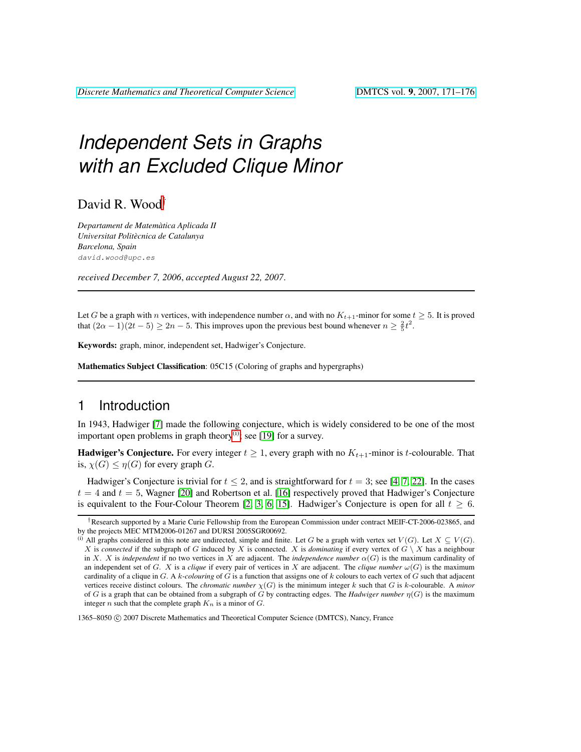# *Independent Sets in Graphs with an Excluded Clique Minor*

David R. Wood[†]

*Departament de Matemàtica Aplicada II*
*Universitat Politècnica de Catalunya*
*Barcelona, Spain*
`david.wood@upc.es`

*received December 7, 2006*, *accepted August 22, 2007*.

---

Let $G$ be a graph with $n$ vertices, with independence number $\alpha$, and with no $K_{t+1}$-minor for some $t \geq 5$. It is proved that $(2\alpha - 1)(2t - 5) \geq 2n - 5$. This improves upon the previous best bound whenever $n \geq \frac{2}{5}t^2$.

**Keywords:** graph, minor, independent set, Hadwiger's Conjecture.

**Mathematics Subject Classification**: 05C15 (Coloring of graphs and hypergraphs)

---

## 1 Introduction

In 1943, Hadwiger [7] made the following conjecture, which is widely considered to be one of the most important open problems in graph theory[(i)]; see [19] for a survey.

**Hadwiger's Conjecture.** For every integer $t \geq 1$, every graph with no $K_{t+1}$-minor is $t$-colourable. That is, $\chi(G) \leq \eta(G)$ for every graph $G$.

Hadwiger's Conjecture is trivial for $t \leq 2$, and is straightforward for $t = 3$; see [4, 7, 22]. In the cases $t = 4$ and $t = 5$, Wagner [20] and Robertson et al. [16] respectively proved that Hadwiger's Conjecture is equivalent to the Four-Colour Theorem [2, 3, 6, 15]. Hadwiger's Conjecture is open for all $t \geq 6$.

---

[†] Research supported by a Marie Curie Fellowship from the European Commission under contract MEIF-CT-2006-023865, and by the projects MEC MTM2006-01267 and DURSI 2005SGR00692.

[(i)] All graphs considered in this note are undirected, simple and finite. Let $G$ be a graph with vertex set $V(G)$. Let $X \subseteq V(G)$. $X$ is *connected* if the subgraph of $G$ induced by $X$ is connected. $X$ is *dominating* if every vertex of $G \setminus X$ has a neighbour in $X$. $X$ is *independent* if no two vertices in $X$ are adjacent. The *independence number* $\alpha(G)$ is the maximum cardinality of an independent set of $G$. $X$ is a *clique* if every pair of vertices in $X$ are adjacent. The *clique number* $\omega(G)$ is the maximum cardinality of a clique in $G$. A $k$-*colouring* of $G$ is a function that assigns one of $k$ colours to each vertex of $G$ such that adjacent vertices receive distinct colours. The *chromatic number* $\chi(G)$ is the minimum integer $k$ such that $G$ is $k$-colourable. A *minor* of $G$ is a graph that can be obtained from a subgraph of $G$ by contracting edges. The *Hadwiger number* $\eta(G)$ is the maximum integer $n$ such that the complete graph $K_n$ is a minor of $G$.

1365–8050 © 2007 Discrete Mathematics and Theoretical Computer Science (DMTCS), Nancy, France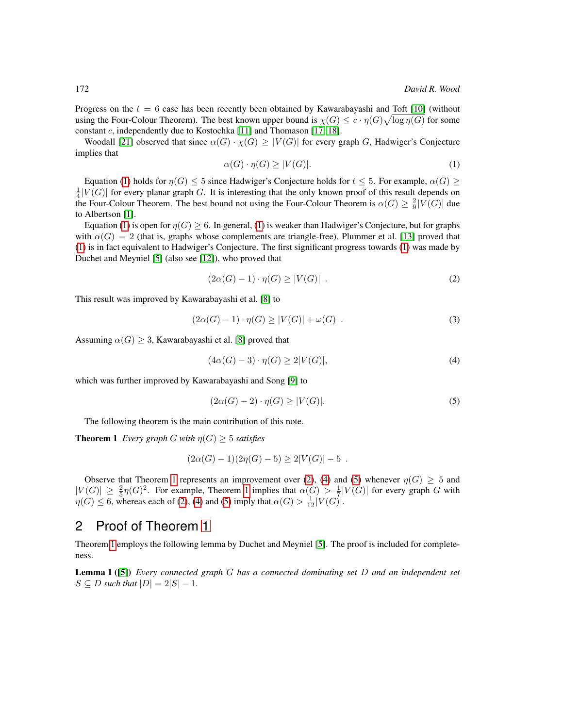Progress on the $t = 6$ case has been recently been obtained by Kawarabayashi and Toft [10] (without using the Four-Colour Theorem). The best known upper bound is $\chi(G) \leq c \cdot \eta(G)\sqrt{\log \eta(G)}$ for some constant $c$, independently due to Kostochka [11] and Thomason [17, 18].

Woodall [21] observed that since $\alpha(G) \cdot \chi(G) \geq |V(G)|$ for every graph $G$, Hadwiger's Conjecture implies that

$$\alpha(G) \cdot \eta(G) \geq |V(G)|. \tag{1}$$

Equation (1) holds for $\eta(G) \leq 5$ since Hadwiger's Conjecture holds for $t \leq 5$. For example, $\alpha(G) \geq \frac{1}{4}|V(G)|$ for every planar graph $G$. It is interesting that the only known proof of this result depends on the Four-Colour Theorem. The best bound not using the Four-Colour Theorem is $\alpha(G) \geq \frac{2}{9}|V(G)|$ due to Albertson [1].

Equation (1) is open for $\eta(G) \geq 6$. In general, (1) is weaker than Hadwiger's Conjecture, but for graphs with $\alpha(G) = 2$ (that is, graphs whose complements are triangle-free), Plummer et al. [13] proved that (1) is in fact equivalent to Hadwiger's Conjecture. The first significant progress towards (1) was made by Duchet and Meyniel [5] (also see [12]), who proved that

$$(2\alpha(G) - 1) \cdot \eta(G) \geq |V(G)| \ . \tag{2}$$

This result was improved by Kawarabayashi et al. [8] to

$$(2\alpha(G) - 1) \cdot \eta(G) \geq |V(G)| + \omega(G) \ . \tag{3}$$

Assuming $\alpha(G) \geq 3$, Kawarabayashi et al. [8] proved that

$$(4\alpha(G) - 3) \cdot \eta(G) \geq 2|V(G)|, \tag{4}$$

which was further improved by Kawarabayashi and Song [9] to

$$(2\alpha(G) - 2) \cdot \eta(G) \geq |V(G)|. \tag{5}$$

The following theorem is the main contribution of this note.

**Theorem 1** *Every graph $G$ with $\eta(G) \geq 5$ satisfies*

$$(2\alpha(G) - 1)(2\eta(G) - 5) \geq 2|V(G)| - 5 \ .$$

Observe that Theorem 1 represents an improvement over (2), (4) and (5) whenever $\eta(G) \geq 5$ and $|V(G)| \geq \frac{2}{5}\eta(G)^2$. For example, Theorem 1 implies that $\alpha(G) > \frac{1}{7}|V(G)|$ for every graph $G$ with $\eta(G) \leq 6$, whereas each of (2), (4) and (5) imply that $\alpha(G) > \frac{1}{12}|V(G)|$.

## 2 Proof of Theorem 1

Theorem 1 employs the following lemma by Duchet and Meyniel [5]. The proof is included for completeness.

**Lemma 1 ([5])** *Every connected graph $G$ has a connected dominating set $D$ and an independent set $S \subseteq D$ such that $|D| = 2|S| - 1$.*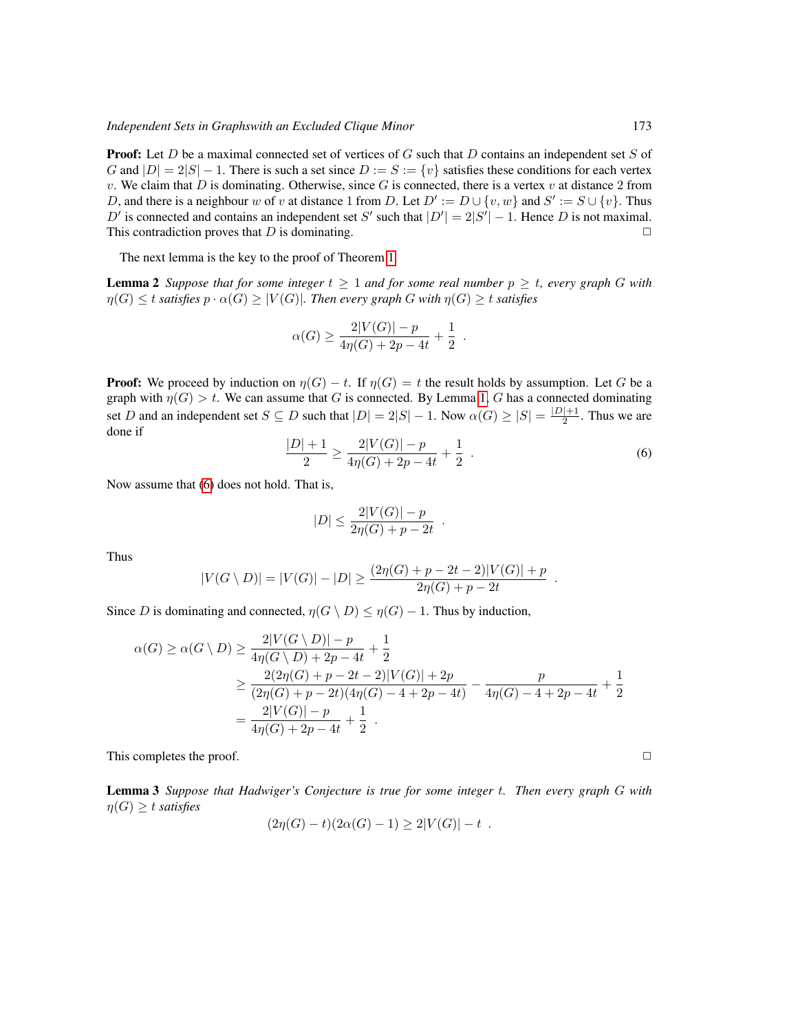**Proof:** Let $D$ be a maximal connected set of vertices of $G$ such that $D$ contains an independent set $S$ of $G$ and $|D| = 2|S| - 1$. There is such a set since $D := S := \{v\}$ satisfies these conditions for each vertex $v$. We claim that $D$ is dominating. Otherwise, since $G$ is connected, there is a vertex $v$ at distance 2 from $D$, and there is a neighbour $w$ of $v$ at distance 1 from $D$. Let $D' := D \cup \{v, w\}$ and $S' := S \cup \{v\}$. Thus $D'$ is connected and contains an independent set $S'$ such that $|D'| = 2|S'| - 1$. Hence $D$ is not maximal. This contradiction proves that $D$ is dominating. □

The next lemma is the key to the proof of Theorem 1.

**Lemma 2** *Suppose that for some integer $t \geq 1$ and for some real number $p \geq t$, every graph $G$ with $\eta(G) \leq t$ satisfies $p \cdot \alpha(G) \geq |V(G)|$. Then every graph $G$ with $\eta(G) \geq t$ satisfies*

$$\alpha(G) \geq \frac{2|V(G)| - p}{4\eta(G) + 2p - 4t} + \frac{1}{2} \ .$$

**Proof:** We proceed by induction on $\eta(G) - t$. If $\eta(G) = t$ the result holds by assumption. Let $G$ be a graph with $\eta(G) > t$. We can assume that $G$ is connected. By Lemma 1, $G$ has a connected dominating set $D$ and an independent set $S \subseteq D$ such that $|D| = 2|S| - 1$. Now $\alpha(G) \geq |S| = \frac{|D|+1}{2}$. Thus we are done if

$$\frac{|D| + 1}{2} \geq \frac{2|V(G)| - p}{4\eta(G) + 2p - 4t} + \frac{1}{2} \ . \tag{6}$$

Now assume that (6) does not hold. That is,

$$|D| \leq \frac{2|V(G)| - p}{2\eta(G) + p - 2t} \ .$$

Thus

$$|V(G \setminus D)| = |V(G)| - |D| \geq \frac{(2\eta(G) + p - 2t - 2)|V(G)| + p}{2\eta(G) + p - 2t} \ .$$

Since $D$ is dominating and connected, $\eta(G \setminus D) \leq \eta(G) - 1$. Thus by induction,

$$\begin{aligned}
\alpha(G) \geq \alpha(G \setminus D) &\geq \frac{2|V(G \setminus D)| - p}{4\eta(G \setminus D) + 2p - 4t} + \frac{1}{2} \\
&\geq \frac{2(2\eta(G) + p - 2t - 2)|V(G)| + 2p}{(2\eta(G) + p - 2t)(4\eta(G) - 4 + 2p - 4t)} - \frac{p}{4\eta(G) - 4 + 2p - 4t} + \frac{1}{2} \\
&= \frac{2|V(G)| - p}{4\eta(G) + 2p - 4t} + \frac{1}{2} \ .
\end{aligned}$$

This completes the proof. □

**Lemma 3** *Suppose that Hadwiger's Conjecture is true for some integer $t$. Then every graph $G$ with $\eta(G) \geq t$ satisfies*

$$(2\eta(G) - t)(2\alpha(G) - 1) \geq 2|V(G)| - t \ .$$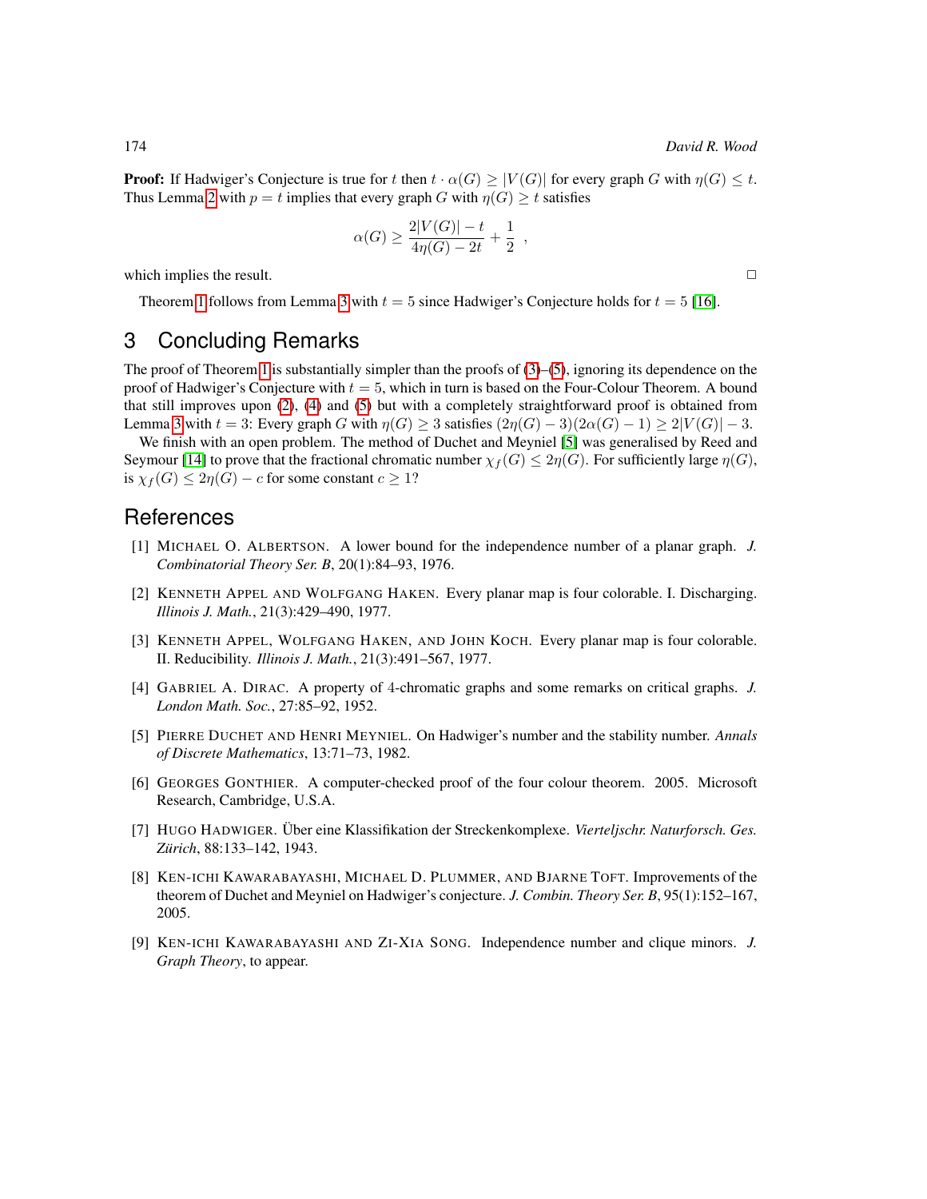**Proof:** If Hadwiger's Conjecture is true for $t$ then $t \cdot \alpha(G) \geq |V(G)|$ for every graph $G$ with $\eta(G) \leq t$. Thus Lemma 2 with $p = t$ implies that every graph $G$ with $\eta(G) \geq t$ satisfies

$$\alpha(G) \geq \frac{2|V(G)| - t}{4\eta(G) - 2t} + \frac{1}{2} \ ,$$

which implies the result. □

Theorem 1 follows from Lemma 3 with $t = 5$ since Hadwiger's Conjecture holds for $t = 5$ [16].

## 3 Concluding Remarks

The proof of Theorem 1 is substantially simpler than the proofs of (3)–(5), ignoring its dependence on the proof of Hadwiger's Conjecture with $t = 5$, which in turn is based on the Four-Colour Theorem. A bound that still improves upon (2), (4) and (5) but with a completely straightforward proof is obtained from Lemma 3 with $t = 3$: Every graph $G$ with $\eta(G) \geq 3$ satisfies $(2\eta(G) - 3)(2\alpha(G) - 1) \geq 2|V(G)| - 3$.

We finish with an open problem. The method of Duchet and Meyniel [5] was generalised by Reed and Seymour [14] to prove that the fractional chromatic number $\chi_f(G) \leq 2\eta(G)$. For sufficiently large $\eta(G)$, is $\chi_f(G) \leq 2\eta(G) - c$ for some constant $c \geq 1$?

## References

[1] Michael O. Albertson. A lower bound for the independence number of a planar graph. *J. Combinatorial Theory Ser. B*, 20(1):84–93, 1976.

[2] Kenneth Appel and Wolfgang Haken. Every planar map is four colorable. I. Discharging. *Illinois J. Math.*, 21(3):429–490, 1977.

[3] Kenneth Appel, Wolfgang Haken, and John Koch. Every planar map is four colorable. II. Reducibility. *Illinois J. Math.*, 21(3):491–567, 1977.

[4] Gabriel A. Dirac. A property of 4-chromatic graphs and some remarks on critical graphs. *J. London Math. Soc.*, 27:85–92, 1952.

[5] Pierre Duchet and Henri Meyniel. On Hadwiger's number and the stability number. *Annals of Discrete Mathematics*, 13:71–73, 1982.

[6] Georges Gonthier. A computer-checked proof of the four colour theorem. 2005. Microsoft Research, Cambridge, U.S.A.

[7] Hugo Hadwiger. Über eine Klassifikation der Streckenkomplexe. *Vierteljschr. Naturforsch. Ges. Zürich*, 88:133–142, 1943.

[8] Ken-ichi Kawarabayashi, Michael D. Plummer, and Bjarne Toft. Improvements of the theorem of Duchet and Meyniel on Hadwiger's conjecture. *J. Combin. Theory Ser. B*, 95(1):152–167, 2005.

[9] Ken-ichi Kawarabayashi and Zi-Xia Song. Independence number and clique minors. *J. Graph Theory*, to appear.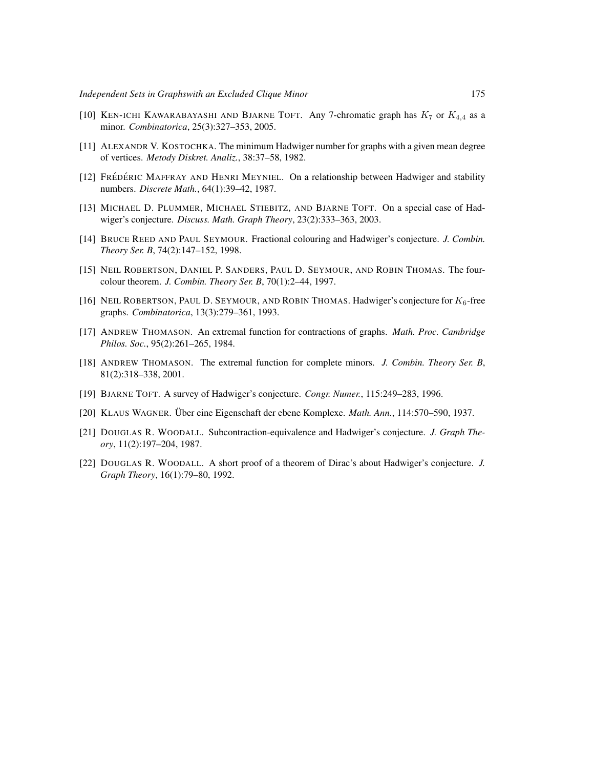[10] KEN-ICHI KAWARABAYASHI AND BJARNE TOFT. Any 7-chromatic graph has $K_7$ or $K_{4,4}$ as a minor. *Combinatorica*, 25(3):327–353, 2005.

[11] ALEXANDR V. KOSTOCHKA. The minimum Hadwiger number for graphs with a given mean degree of vertices. *Metody Diskret. Analiz.*, 38:37–58, 1982.

[12] FRÉDÉRIC MAFFRAY AND HENRI MEYNIEL. On a relationship between Hadwiger and stability numbers. *Discrete Math.*, 64(1):39–42, 1987.

[13] MICHAEL D. PLUMMER, MICHAEL STIEBITZ, AND BJARNE TOFT. On a special case of Hadwiger's conjecture. *Discuss. Math. Graph Theory*, 23(2):333–363, 2003.

[14] BRUCE REED AND PAUL SEYMOUR. Fractional colouring and Hadwiger's conjecture. *J. Combin. Theory Ser. B*, 74(2):147–152, 1998.

[15] NEIL ROBERTSON, DANIEL P. SANDERS, PAUL D. SEYMOUR, AND ROBIN THOMAS. The four-colour theorem. *J. Combin. Theory Ser. B*, 70(1):2–44, 1997.

[16] NEIL ROBERTSON, PAUL D. SEYMOUR, AND ROBIN THOMAS. Hadwiger's conjecture for $K_6$-free graphs. *Combinatorica*, 13(3):279–361, 1993.

[17] ANDREW THOMASON. An extremal function for contractions of graphs. *Math. Proc. Cambridge Philos. Soc.*, 95(2):261–265, 1984.

[18] ANDREW THOMASON. The extremal function for complete minors. *J. Combin. Theory Ser. B*, 81(2):318–338, 2001.

[19] BJARNE TOFT. A survey of Hadwiger's conjecture. *Congr. Numer.*, 115:249–283, 1996.

[20] KLAUS WAGNER. Über eine Eigenschaft der ebene Komplexe. *Math. Ann.*, 114:570–590, 1937.

[21] DOUGLAS R. WOODALL. Subcontraction-equivalence and Hadwiger's conjecture. *J. Graph Theory*, 11(2):197–204, 1987.

[22] DOUGLAS R. WOODALL. A short proof of a theorem of Dirac's about Hadwiger's conjecture. *J. Graph Theory*, 16(1):79–80, 1992.